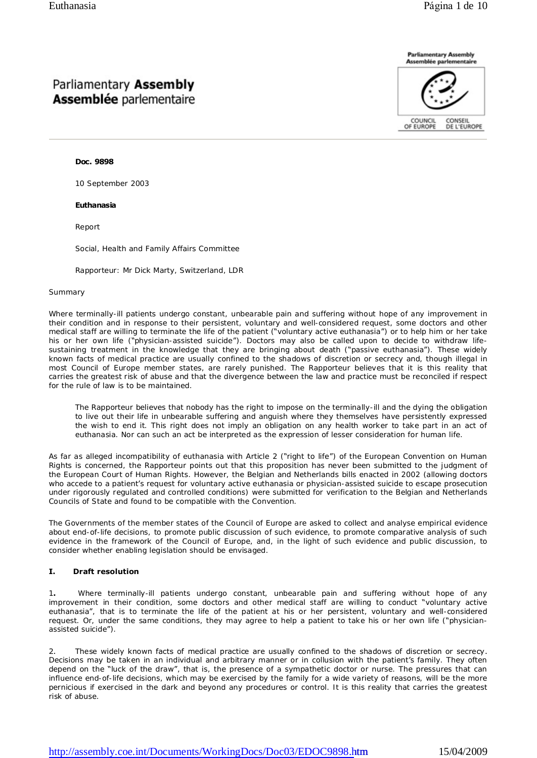Parliamentary **Assembly**
**Assemblée** parlementaire

**Doc. 9898**

10 September 2003

**Euthanasia**

Report

Social, Health and Family Affairs Committee

Rapporteur: Mr Dick Marty, Switzerland, LDR

Summary

Where terminally-ill patients undergo constant, unbearable pain and suffering without hope of any improvement in their condition and in response to their persistent, voluntary and well-considered request, some doctors and other medical staff are willing to terminate the life of the patient ("voluntary active euthanasia") or to help him or her take his or her own life ("physician-assisted suicide"). Doctors may also be called upon to decide to withdraw life-sustaining treatment in the knowledge that they are bringing about death ("passive euthanasia"). These widely known facts of medical practice are usually confined to the shadows of discretion or secrecy and, though illegal in most Council of Europe member states, are rarely punished. The Rapporteur believes that it is this reality that carries the greatest risk of abuse and that the divergence between the law and practice must be reconciled if respect for the rule of law is to be maintained.

> The Rapporteur believes that nobody has the right to impose on the terminally-ill and the dying the obligation to live out their life in unbearable suffering and anguish where they themselves have persistently expressed the wish to end it. This right does not imply an obligation on any health worker to take part in an act of euthanasia. Nor can such an act be interpreted as the expression of lesser consideration for human life.

As far as alleged incompatibility of euthanasia with Article 2 ("right to life") of the European Convention on Human Rights is concerned, the Rapporteur points out that this proposition has never been submitted to the judgment of the European Court of Human Rights. However, the Belgian and Netherlands bills enacted in 2002 (allowing doctors who accede to a patient's request for voluntary active euthanasia or physician-assisted suicide to escape prosecution under rigorously regulated and controlled conditions) were submitted for verification to the Belgian and Netherlands Councils of State and found to be compatible with the Convention.

The Governments of the member states of the Council of Europe are asked to collect and analyse empirical evidence about end-of-life decisions, to promote public discussion of such evidence, to promote comparative analysis of such evidence in the framework of the Council of Europe, and, in the light of such evidence and public discussion, to consider whether enabling legislation should be envisaged.

## I. Draft resolution

**1.** Where terminally-ill patients undergo constant, unbearable pain and suffering without hope of any improvement in their condition, some doctors and other medical staff are willing to conduct "voluntary active euthanasia", that is to terminate the life of the patient at his or her persistent, voluntary and well-considered request. Or, under the same conditions, they may agree to help a patient to take his or her own life ("physician-assisted suicide").

2. These widely known facts of medical practice are usually confined to the shadows of discretion or secrecy. Decisions may be taken in an individual and arbitrary manner or in collusion with the patient's family. They often depend on the "luck of the draw", that is, the presence of a sympathetic doctor or nurse. The pressures that can influence end-of-life decisions, which may be exercised by the family for a wide variety of reasons, will be the more pernicious if exercised in the dark and beyond any procedures or control. It is this reality that carries the greatest risk of abuse.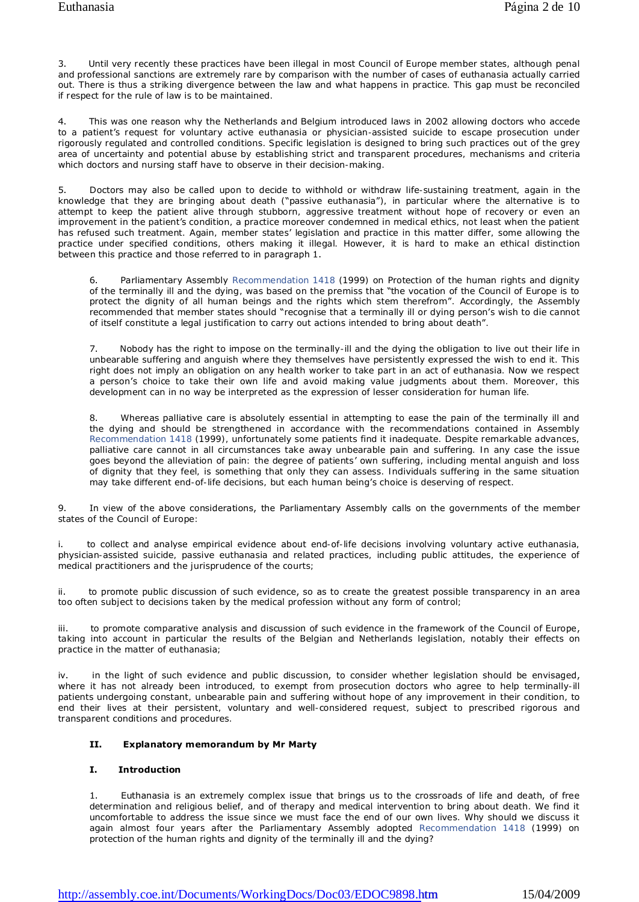3. Until very recently these practices have been illegal in most Council of Europe member states, although penal and professional sanctions are extremely rare by comparison with the number of cases of euthanasia actually carried out. There is thus a striking divergence between the law and what happens in practice. This gap must be reconciled if respect for the rule of law is to be maintained.

4. This was one reason why the Netherlands and Belgium introduced laws in 2002 allowing doctors who accede to a patient's request for voluntary active euthanasia or physician-assisted suicide to escape prosecution under rigorously regulated and controlled conditions. Specific legislation is designed to bring such practices out of the grey area of uncertainty and potential abuse by establishing strict and transparent procedures, mechanisms and criteria which doctors and nursing staff have to observe in their decision-making.

5. Doctors may also be called upon to decide to withhold or withdraw life-sustaining treatment, again in the knowledge that they are bringing about death ("passive euthanasia"), in particular where the alternative is to attempt to keep the patient alive through stubborn, aggressive treatment without hope of recovery or even an improvement in the patient's condition, a practice moreover condemned in medical ethics, not least when the patient has refused such treatment. Again, member states' legislation and practice in this matter differ, some allowing the practice under specified conditions, others making it illegal. However, it is hard to make an ethical distinction between this practice and those referred to in paragraph 1.

> 6. Parliamentary Assembly Recommendation 1418 (1999) on Protection of the human rights and dignity of the terminally ill and the dying, was based on the premiss that "the vocation of the Council of Europe is to protect the dignity of all human beings and the rights which stem therefrom". Accordingly, the Assembly recommended that member states should "recognise that a terminally ill or dying person's wish to die cannot of itself constitute a legal justification to carry out actions intended to bring about death".
>
> 7. Nobody has the right to impose on the terminally-ill and the dying the obligation to live out their life in unbearable suffering and anguish where they themselves have persistently expressed the wish to end it. This right does not imply an obligation on any health worker to take part in an act of euthanasia. Now we respect a person's choice to take their own life and avoid making value judgments about them. Moreover, this development can in no way be interpreted as the expression of lesser consideration for human life.
>
> 8. Whereas palliative care is absolutely essential in attempting to ease the pain of the terminally ill and the dying and should be strengthened in accordance with the recommendations contained in Assembly Recommendation 1418 (1999), unfortunately some patients find it inadequate. Despite remarkable advances, palliative care cannot in all circumstances take away unbearable pain and suffering. In any case the issue goes beyond the alleviation of pain: the degree of patients' own suffering, including mental anguish and loss of dignity that they feel, is something that only they can assess. Individuals suffering in the same situation may take different end-of-life decisions, but each human being's choice is deserving of respect.

9. In view of the above considerations, the Parliamentary Assembly calls on the governments of the member states of the Council of Europe:

i. to collect and analyse empirical evidence about end-of-life decisions involving voluntary active euthanasia, physician-assisted suicide, passive euthanasia and related practices, including public attitudes, the experience of medical practitioners and the jurisprudence of the courts;

ii. to promote public discussion of such evidence, so as to create the greatest possible transparency in an area too often subject to decisions taken by the medical profession without any form of control;

iii. to promote comparative analysis and discussion of such evidence in the framework of the Council of Europe, taking into account in particular the results of the Belgian and Netherlands legislation, notably their effects on practice in the matter of euthanasia;

iv. in the light of such evidence and public discussion, to consider whether legislation should be envisaged, where it has not already been introduced, to exempt from prosecution doctors who agree to help terminally-ill patients undergoing constant, unbearable pain and suffering without hope of any improvement in their condition, to end their lives at their persistent, voluntary and well-considered request, subject to prescribed rigorous and transparent conditions and procedures.

## II. Explanatory memorandum by Mr Marty

### I. Introduction

1. Euthanasia is an extremely complex issue that brings us to the crossroads of life and death, of free determination and religious belief, and of therapy and medical intervention to bring about death. We find it uncomfortable to address the issue since we must face the end of our own lives. Why should we discuss it again almost four years after the Parliamentary Assembly adopted Recommendation 1418 (1999) on protection of the human rights and dignity of the terminally ill and the dying?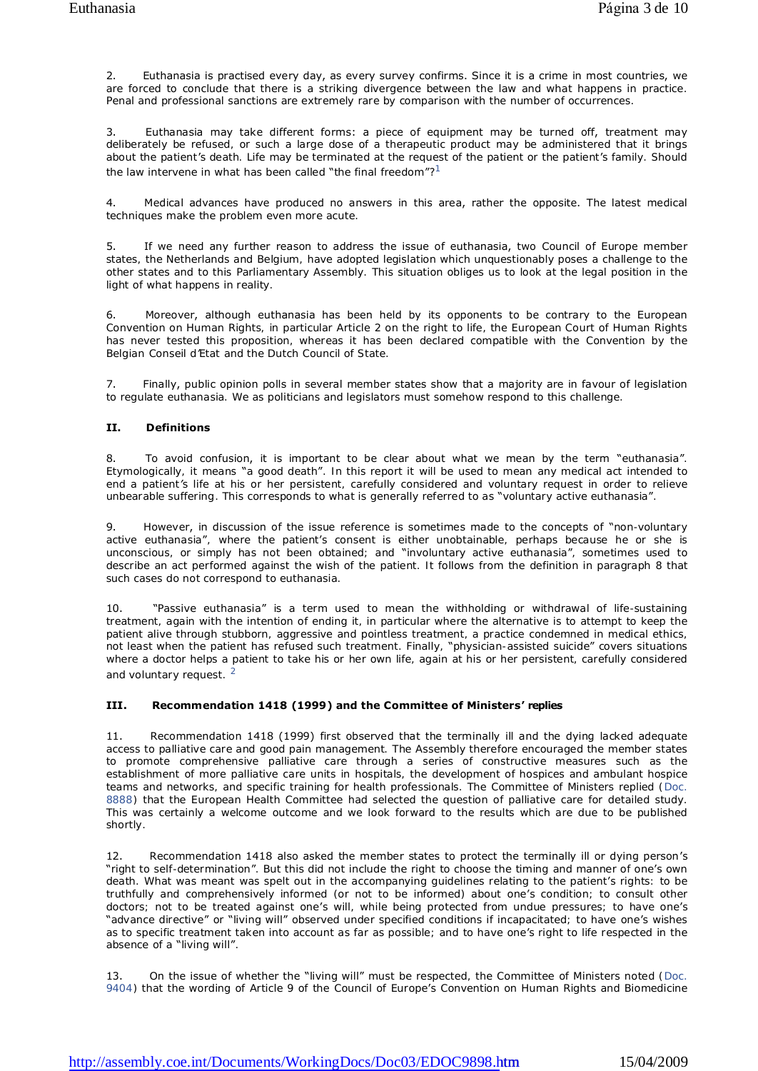2. Euthanasia is practised every day, as every survey confirms. Since it is a crime in most countries, we are forced to conclude that there is a striking divergence between the law and what happens in practice. Penal and professional sanctions are extremely rare by comparison with the number of occurrences.

3. Euthanasia may take different forms: a piece of equipment may be turned off, treatment may deliberately be refused, or such a large dose of a therapeutic product may be administered that it brings about the patient's death. Life may be terminated at the request of the patient or the patient's family. Should the law intervene in what has been called "the final freedom"?[1]

4. Medical advances have produced no answers in this area, rather the opposite. The latest medical techniques make the problem even more acute.

5. If we need any further reason to address the issue of euthanasia, two Council of Europe member states, the Netherlands and Belgium, have adopted legislation which unquestionably poses a challenge to the other states and to this Parliamentary Assembly. This situation obliges us to look at the legal position in the light of what happens in reality.

6. Moreover, although euthanasia has been held by its opponents to be contrary to the European Convention on Human Rights, in particular Article 2 on the right to life, the European Court of Human Rights has never tested this proposition, whereas it has been declared compatible with the Convention by the Belgian Conseil d'Etat and the Dutch Council of State.

7. Finally, public opinion polls in several member states show that a majority are in favour of legislation to regulate euthanasia. We as politicians and legislators must somehow respond to this challenge.

### II. Definitions

8. To avoid confusion, it is important to be clear about what we mean by the term "euthanasia". Etymologically, it means "a good death". In this report it will be used to mean any medical act intended to end a patient's life at his or her persistent, carefully considered and voluntary request in order to relieve unbearable suffering. This corresponds to what is generally referred to as "voluntary active euthanasia".

9. However, in discussion of the issue reference is sometimes made to the concepts of "non-voluntary active euthanasia", where the patient's consent is either unobtainable, perhaps because he or she is unconscious, or simply has not been obtained; and "involuntary active euthanasia", sometimes used to describe an act performed against the wish of the patient. It follows from the definition in paragraph 8 that such cases do not correspond to euthanasia.

10. "Passive euthanasia" is a term used to mean the withholding or withdrawal of life-sustaining treatment, again with the intention of ending it, in particular where the alternative is to attempt to keep the patient alive through stubborn, aggressive and pointless treatment, a practice condemned in medical ethics, not least when the patient has refused such treatment. Finally, "physician-assisted suicide" covers situations where a doctor helps a patient to take his or her own life, again at his or her persistent, carefully considered and voluntary request. [2]

### III. Recommendation 1418 (1999) and the Committee of Ministers' replies

11. Recommendation 1418 (1999) first observed that the terminally ill and the dying lacked adequate access to palliative care and good pain management. The Assembly therefore encouraged the member states to promote comprehensive palliative care through a series of constructive measures such as the establishment of more palliative care units in hospitals, the development of hospices and ambulant hospice teams and networks, and specific training for health professionals. The Committee of Ministers replied (Doc. 8888) that the European Health Committee had selected the question of palliative care for detailed study. This was certainly a welcome outcome and we look forward to the results which are due to be published shortly.

12. Recommendation 1418 also asked the member states to protect the terminally ill or dying person's "right to self-determination". But this did not include the right to choose the timing and manner of one's own death. What was meant was spelt out in the accompanying guidelines relating to the patient's rights: to be truthfully and comprehensively informed (or not to be informed) about one's condition; to consult other doctors; not to be treated against one's will, while being protected from undue pressures; to have one's "advance directive" or "living will" observed under specified conditions if incapacitated; to have one's wishes as to specific treatment taken into account as far as possible; and to have one's right to life respected in the absence of a "living will".

13. On the issue of whether the "living will" must be respected, the Committee of Ministers noted (Doc. 9404) that the wording of Article 9 of the Council of Europe's Convention on Human Rights and Biomedicine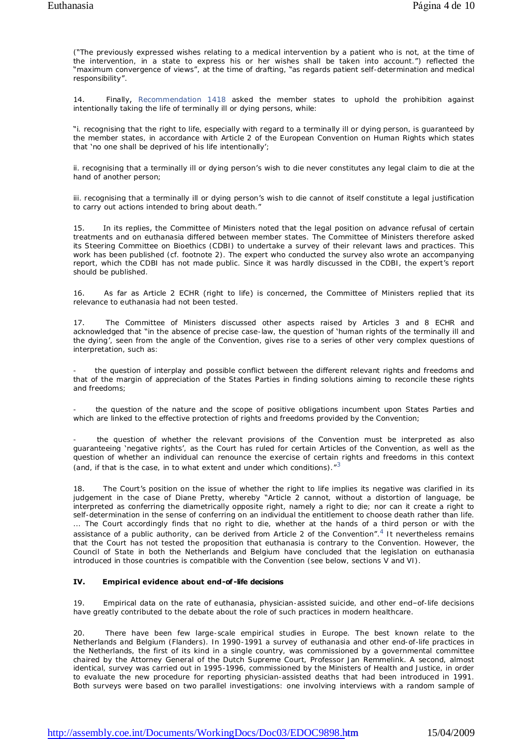("The previously expressed wishes relating to a medical intervention by a patient who is not, at the time of the intervention, in a state to express his or her wishes shall be taken into account.") reflected the "maximum convergence of views", at the time of drafting, "as regards patient self-determination and medical responsibility".

14. Finally, Recommendation 1418 asked the member states to uphold the prohibition against intentionally taking the life of terminally ill or dying persons, while:

"i. recognising that the right to life, especially with regard to a terminally ill or dying person, is guaranteed by the member states, in accordance with Article 2 of the European Convention on Human Rights which states that 'no one shall be deprived of his life intentionally';

ii. recognising that a terminally ill or dying person's wish to die never constitutes any legal claim to die at the hand of another person;

iii. recognising that a terminally ill or dying person's wish to die cannot of itself constitute a legal justification to carry out actions intended to bring about death."

15. In its replies, the Committee of Ministers noted that the legal position on advance refusal of certain treatments and on euthanasia differed between member states. The Committee of Ministers therefore asked its Steering Committee on Bioethics (CDBI) to undertake a survey of their relevant laws and practices. This work has been published (cf. footnote 2). The expert who conducted the survey also wrote an accompanying report, which the CDBI has not made public. Since it was hardly discussed in the CDBI, the expert's report should be published.

16. As far as Article 2 ECHR (right to life) is concerned, the Committee of Ministers replied that its relevance to euthanasia had not been tested.

17. The Committee of Ministers discussed other aspects raised by Articles 3 and 8 ECHR and acknowledged that "in the absence of precise case-law, the question of 'human rights of the terminally ill and the dying', seen from the angle of the Convention, gives rise to a series of other very complex questions of interpretation, such as:

- the question of interplay and possible conflict between the different relevant rights and freedoms and that of the margin of appreciation of the States Parties in finding solutions aiming to reconcile these rights and freedoms;

- the question of the nature and the scope of positive obligations incumbent upon States Parties and which are linked to the effective protection of rights and freedoms provided by the Convention;

- the question of whether the relevant provisions of the Convention must be interpreted as also guaranteeing 'negative rights', as the Court has ruled for certain Articles of the Convention, as well as the question of whether an individual can renounce the exercise of certain rights and freedoms in this context (and, if that is the case, in to what extent and under which conditions)."[3]

18. The Court's position on the issue of whether the right to life implies its negative was clarified in its judgement in the case of Diane Pretty, whereby "Article 2 cannot, without a distortion of language, be interpreted as conferring the diametrically opposite right, namely a right to die; nor can it create a right to self-determination in the sense of conferring on an individual the entitlement to choose death rather than life. ... The Court accordingly finds that no right to die, whether at the hands of a third person or with the assistance of a public authority, can be derived from Article 2 of the Convention".[4] It nevertheless remains that the Court has not tested the proposition that euthanasia is contrary to the Convention. However, the Council of State in both the Netherlands and Belgium have concluded that the legislation on euthanasia introduced in those countries is compatible with the Convention (see below, sections V and VI).

## IV. Empirical evidence about end-of-life decisions

19. Empirical data on the rate of euthanasia, physician-assisted suicide, and other end–of-life decisions have greatly contributed to the debate about the role of such practices in modern healthcare.

20. There have been few large-scale empirical studies in Europe. The best known relate to the Netherlands and Belgium (Flanders). In 1990-1991 a survey of euthanasia and other end-of-life practices in the Netherlands, the first of its kind in a single country, was commissioned by a governmental committee chaired by the Attorney General of the Dutch Supreme Court, Professor Jan Remmelink. A second, almost identical, survey was carried out in 1995-1996, commissioned by the Ministers of Health and Justice, in order to evaluate the new procedure for reporting physician-assisted deaths that had been introduced in 1991. Both surveys were based on two parallel investigations: one involving interviews with a random sample of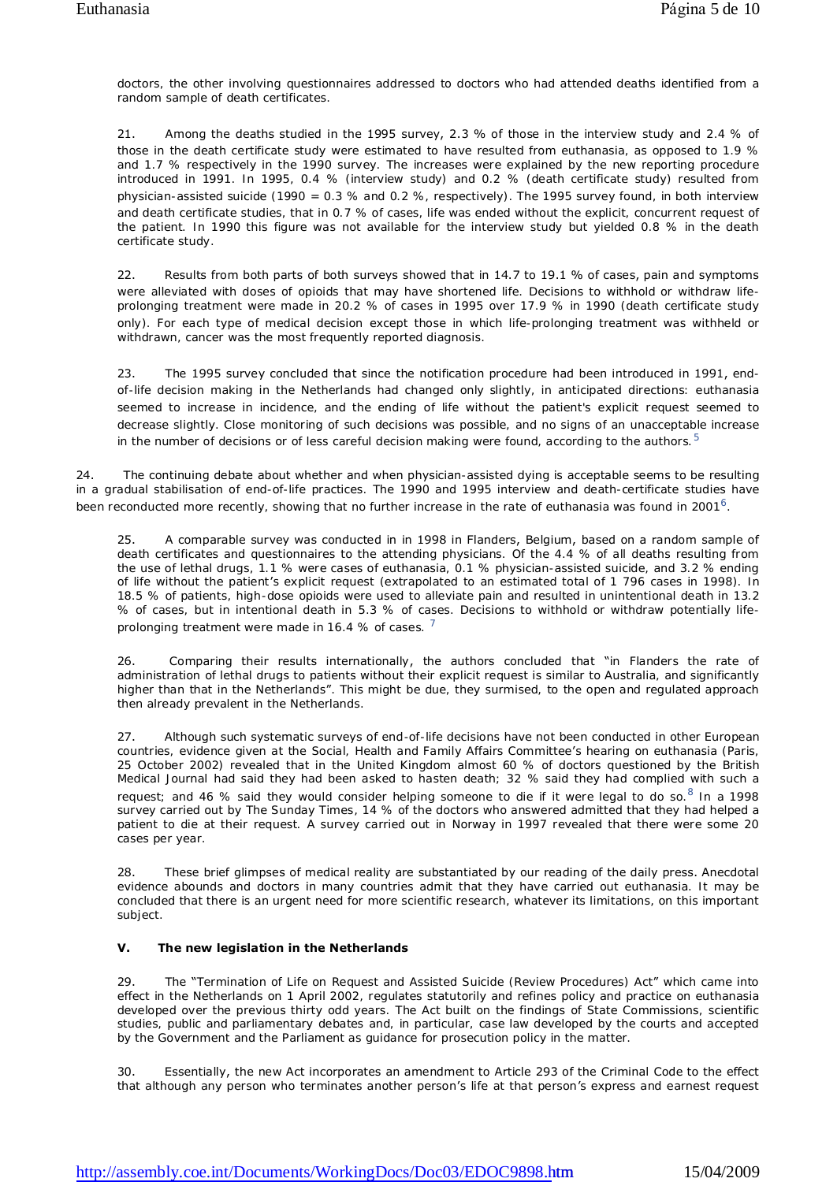doctors, the other involving questionnaires addressed to doctors who had attended deaths identified from a random sample of death certificates.

21. Among the deaths studied in the 1995 survey, 2.3 % of those in the interview study and 2.4 % of those in the death certificate study were estimated to have resulted from euthanasia, as opposed to 1.9 % and 1.7 % respectively in the 1990 survey. The increases were explained by the new reporting procedure introduced in 1991. In 1995, 0.4 % (interview study) and 0.2 % (death certificate study) resulted from physician-assisted suicide (1990 = 0.3 % and 0.2 %, respectively). The 1995 survey found, in both interview and death certificate studies, that in 0.7 % of cases, life was ended without the explicit, concurrent request of the patient. In 1990 this figure was not available for the interview study but yielded 0.8 % in the death certificate study.

22. Results from both parts of both surveys showed that in 14.7 to 19.1 % of cases, pain and symptoms were alleviated with doses of opioids that may have shortened life. Decisions to withhold or withdraw life-prolonging treatment were made in 20.2 % of cases in 1995 over 17.9 % in 1990 (death certificate study only). For each type of medical decision except those in which life-prolonging treatment was withheld or withdrawn, cancer was the most frequently reported diagnosis.

23. The 1995 survey concluded that since the notification procedure had been introduced in 1991, end-of-life decision making in the Netherlands had changed only slightly, in anticipated directions: euthanasia seemed to increase in incidence, and the ending of life without the patient's explicit request seemed to decrease slightly. Close monitoring of such decisions was possible, and no signs of an unacceptable increase in the number of decisions or of less careful decision making were found, according to the authors.[5]

24. The continuing debate about whether and when physician-assisted dying is acceptable seems to be resulting in a gradual stabilisation of end-of-life practices. The 1990 and 1995 interview and death-certificate studies have been reconducted more recently, showing that no further increase in the rate of euthanasia was found in 2001[6].

25. A comparable survey was conducted in in 1998 in Flanders, Belgium, based on a random sample of death certificates and questionnaires to the attending physicians. Of the 4.4 % of all deaths resulting from the use of lethal drugs, 1.1 % were cases of euthanasia, 0.1 % physician-assisted suicide, and 3.2 % ending of life without the patient's explicit request (extrapolated to an estimated total of 1 796 cases in 1998). In 18.5 % of patients, high-dose opioids were used to alleviate pain and resulted in unintentional death in 13.2 % of cases, but in intentional death in 5.3 % of cases. Decisions to withhold or withdraw potentially life-prolonging treatment were made in 16.4 % of cases.[7]

26. Comparing their results internationally, the authors concluded that "in Flanders the rate of administration of lethal drugs to patients without their explicit request is similar to Australia, and significantly higher than that in the Netherlands". This might be due, they surmised, to the open and regulated approach then already prevalent in the Netherlands.

27. Although such systematic surveys of end-of-life decisions have not been conducted in other European countries, evidence given at the Social, Health and Family Affairs Committee's hearing on euthanasia (Paris, 25 October 2002) revealed that in the United Kingdom almost 60 % of doctors questioned by the British Medical Journal had said they had been asked to hasten death; 32 % said they had complied with such a request; and 46 % said they would consider helping someone to die if it were legal to do so.[8] In a 1998 survey carried out by The Sunday Times, 14 % of the doctors who answered admitted that they had helped a patient to die at their request. A survey carried out in Norway in 1997 revealed that there were some 20 cases per year.

28. These brief glimpses of medical reality are substantiated by our reading of the daily press. Anecdotal evidence abounds and doctors in many countries admit that they have carried out euthanasia. It may be concluded that there is an urgent need for more scientific research, whatever its limitations, on this important subject.

### V. The new legislation in the Netherlands

29. The "Termination of Life on Request and Assisted Suicide (Review Procedures) Act" which came into effect in the Netherlands on 1 April 2002, regulates statutorily and refines policy and practice on euthanasia developed over the previous thirty odd years. The Act built on the findings of State Commissions, scientific studies, public and parliamentary debates and, in particular, case law developed by the courts and accepted by the Government and the Parliament as guidance for prosecution policy in the matter.

30. Essentially, the new Act incorporates an amendment to Article 293 of the Criminal Code to the effect that although any person who terminates another person's life at that person's express and earnest request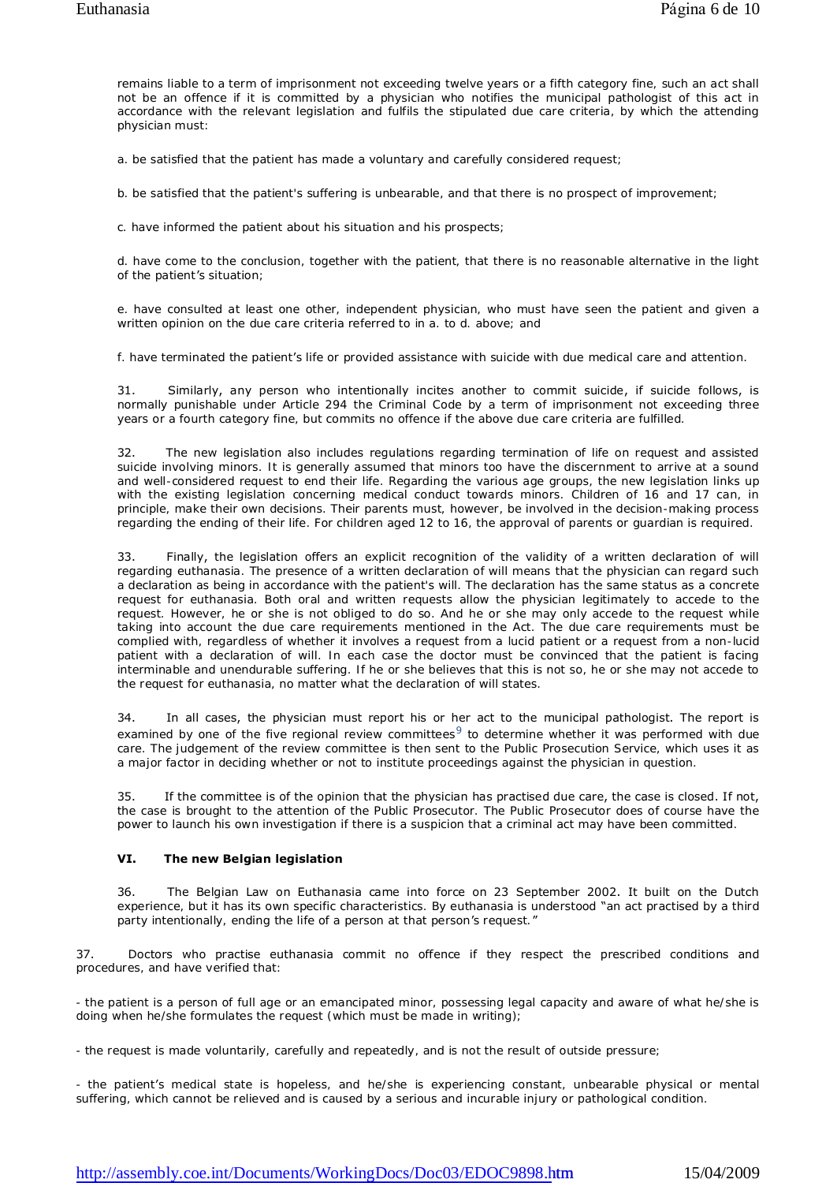remains liable to a term of imprisonment not exceeding twelve years or a fifth category fine, such an act shall not be an offence if it is committed by a physician who notifies the municipal pathologist of this act in accordance with the relevant legislation and fulfils the stipulated due care criteria, by which the attending physician must:

a. be satisfied that the patient has made a voluntary and carefully considered request;

b. be satisfied that the patient's suffering is unbearable, and that there is no prospect of improvement;

c. have informed the patient about his situation and his prospects;

d. have come to the conclusion, together with the patient, that there is no reasonable alternative in the light of the patient's situation;

e. have consulted at least one other, independent physician, who must have seen the patient and given a written opinion on the due care criteria referred to in a. to d. above; and

f. have terminated the patient's life or provided assistance with suicide with due medical care and attention.

31. Similarly, any person who intentionally incites another to commit suicide, if suicide follows, is normally punishable under Article 294 the Criminal Code by a term of imprisonment not exceeding three years or a fourth category fine, but commits no offence if the above due care criteria are fulfilled.

32. The new legislation also includes regulations regarding termination of life on request and assisted suicide involving minors. It is generally assumed that minors too have the discernment to arrive at a sound and well-considered request to end their life. Regarding the various age groups, the new legislation links up with the existing legislation concerning medical conduct towards minors. Children of 16 and 17 can, in principle, make their own decisions. Their parents must, however, be involved in the decision-making process regarding the ending of their life. For children aged 12 to 16, the approval of parents or guardian is required.

33. Finally, the legislation offers an explicit recognition of the validity of a written declaration of will regarding euthanasia. The presence of a written declaration of will means that the physician can regard such a declaration as being in accordance with the patient's will. The declaration has the same status as a concrete request for euthanasia. Both oral and written requests allow the physician legitimately to accede to the request. However, he or she is not obliged to do so. And he or she may only accede to the request while taking into account the due care requirements mentioned in the Act. The due care requirements must be complied with, regardless of whether it involves a request from a lucid patient or a request from a non-lucid patient with a declaration of will. In each case the doctor must be convinced that the patient is facing interminable and unendurable suffering. If he or she believes that this is not so, he or she may not accede to the request for euthanasia, no matter what the declaration of will states.

34. In all cases, the physician must report his or her act to the municipal pathologist. The report is examined by one of the five regional review committees[9] to determine whether it was performed with due care. The judgement of the review committee is then sent to the Public Prosecution Service, which uses it as a major factor in deciding whether or not to institute proceedings against the physician in question.

35. If the committee is of the opinion that the physician has practised due care, the case is closed. If not, the case is brought to the attention of the Public Prosecutor. The Public Prosecutor does of course have the power to launch his own investigation if there is a suspicion that a criminal act may have been committed.

### VI. The new Belgian legislation

36. The Belgian Law on Euthanasia came into force on 23 September 2002. It built on the Dutch experience, but it has its own specific characteristics. By euthanasia is understood "an act practised by a third party intentionally, ending the life of a person at that person's request."

37. Doctors who practise euthanasia commit no offence if they respect the prescribed conditions and procedures, and have verified that:

- the patient is a person of full age or an emancipated minor, possessing legal capacity and aware of what he/she is doing when he/she formulates the request (which must be made in writing);

- the request is made voluntarily, carefully and repeatedly, and is not the result of outside pressure;

- the patient's medical state is hopeless, and he/she is experiencing constant, unbearable physical or mental suffering, which cannot be relieved and is caused by a serious and incurable injury or pathological condition.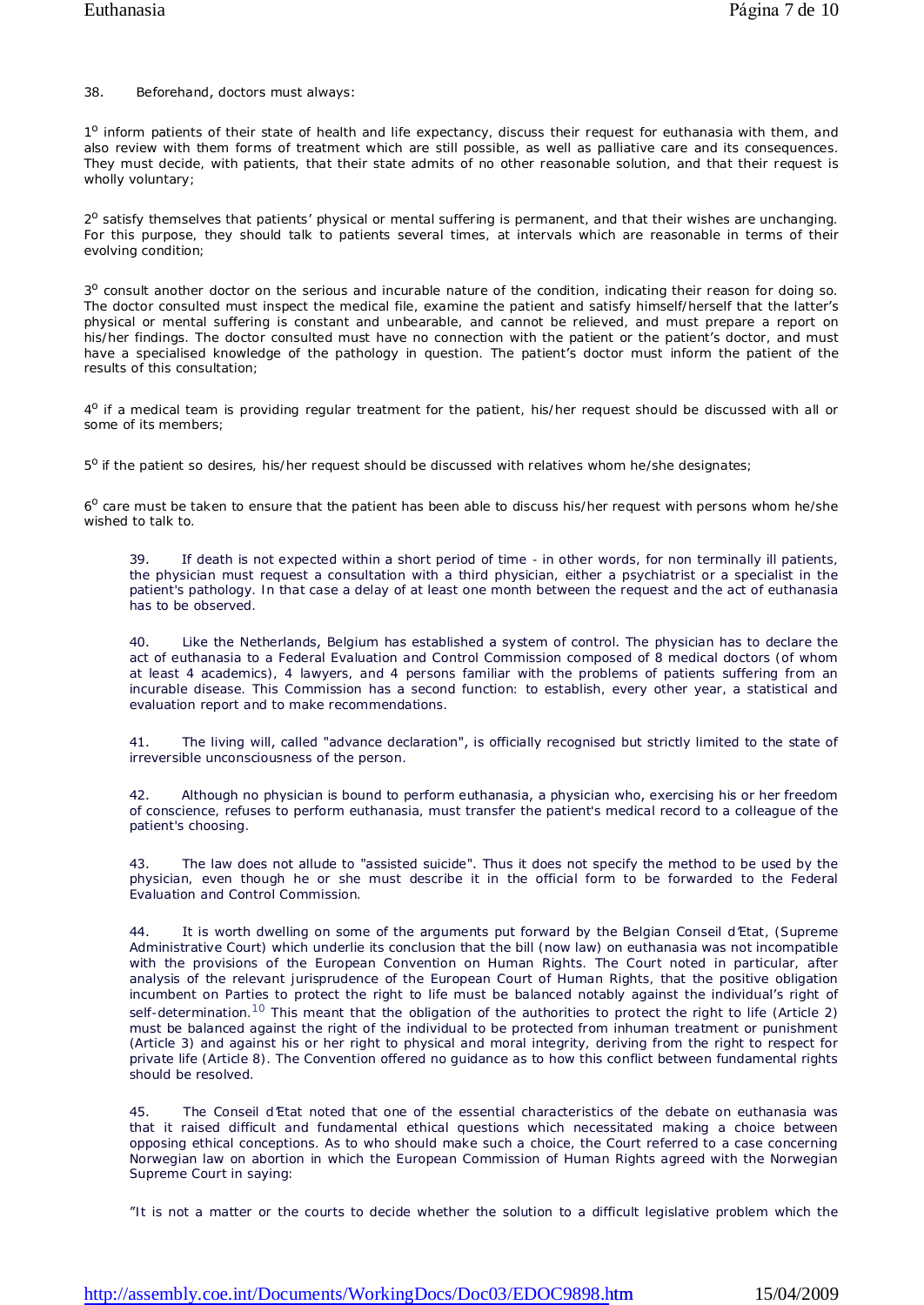38. Beforehand, doctors must always:

1° inform patients of their state of health and life expectancy, discuss their request for euthanasia with them, and also review with them forms of treatment which are still possible, as well as palliative care and its consequences. They must decide, with patients, that their state admits of no other reasonable solution, and that their request is wholly voluntary;

2° satisfy themselves that patients' physical or mental suffering is permanent, and that their wishes are unchanging. For this purpose, they should talk to patients several times, at intervals which are reasonable in terms of their evolving condition;

3° consult another doctor on the serious and incurable nature of the condition, indicating their reason for doing so. The doctor consulted must inspect the medical file, examine the patient and satisfy himself/herself that the latter's physical or mental suffering is constant and unbearable, and cannot be relieved, and must prepare a report on his/her findings. The doctor consulted must have no connection with the patient or the patient's doctor, and must have a specialised knowledge of the pathology in question. The patient's doctor must inform the patient of the results of this consultation;

4° if a medical team is providing regular treatment for the patient, his/her request should be discussed with all or some of its members;

5° if the patient so desires, his/her request should be discussed with relatives whom he/she designates;

6° care must be taken to ensure that the patient has been able to discuss his/her request with persons whom he/she wished to talk to.

39. If death is not expected within a short period of time - in other words, for non terminally ill patients, the physician must request a consultation with a third physician, either a psychiatrist or a specialist in the patient's pathology. In that case a delay of at least one month between the request and the act of euthanasia has to be observed.

40. Like the Netherlands, Belgium has established a system of control. The physician has to declare the act of euthanasia to a Federal Evaluation and Control Commission composed of 8 medical doctors (of whom at least 4 academics), 4 lawyers, and 4 persons familiar with the problems of patients suffering from an incurable disease. This Commission has a second function: to establish, every other year, a statistical and evaluation report and to make recommendations.

41. The living will, called "advance declaration", is officially recognised but strictly limited to the state of irreversible unconsciousness of the person.

42. Although no physician is bound to perform euthanasia, a physician who, exercising his or her freedom of conscience, refuses to perform euthanasia, must transfer the patient's medical record to a colleague of the patient's choosing.

43. The law does not allude to "assisted suicide". Thus it does not specify the method to be used by the physician, even though he or she must describe it in the official form to be forwarded to the Federal Evaluation and Control Commission.

44. It is worth dwelling on some of the arguments put forward by the Belgian Conseil d'Etat, (Supreme Administrative Court) which underlie its conclusion that the bill (now law) on euthanasia was not incompatible with the provisions of the European Convention on Human Rights. The Court noted in particular, after analysis of the relevant jurisprudence of the European Court of Human Rights, that the positive obligation incumbent on Parties to protect the right to life must be balanced notably against the individual's right of self-determination.[10] This meant that the obligation of the authorities to protect the right to life (Article 2) must be balanced against the right of the individual to be protected from inhuman treatment or punishment (Article 3) and against his or her right to physical and moral integrity, deriving from the right to respect for private life (Article 8). The Convention offered no guidance as to how this conflict between fundamental rights should be resolved.

45. The Conseil d'Etat noted that one of the essential characteristics of the debate on euthanasia was that it raised difficult and fundamental ethical questions which necessitated making a choice between opposing ethical conceptions. As to who should make such a choice, the Court referred to a case concerning Norwegian law on abortion in which the European Commission of Human Rights agreed with the Norwegian Supreme Court in saying:

"It is not a matter or the courts to decide whether the solution to a difficult legislative problem which the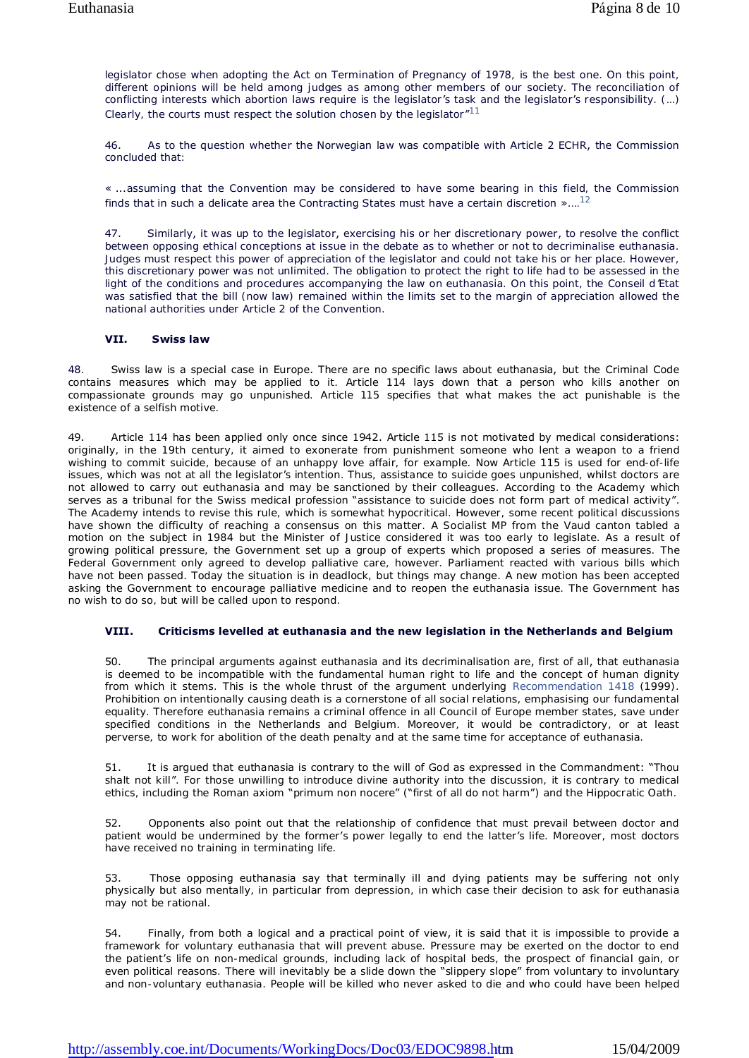legislator chose when adopting the Act on Termination of Pregnancy of 1978, is the best one. On this point, different opinions will be held among judges as among other members of our society. The reconciliation of conflicting interests which abortion laws require is the legislator's task and the legislator's responsibility. (…) Clearly, the courts must respect the solution chosen by the legislator"[11]

46. As to the question whether the Norwegian law was compatible with Article 2 ECHR, the Commission concluded that:

« ...assuming that the Convention may be considered to have some bearing in this field, the Commission finds that in such a delicate area the Contracting States must have a certain discretion ».…[12]

47. Similarly, it was up to the legislator, exercising his or her discretionary power, to resolve the conflict between opposing ethical conceptions at issue in the debate as to whether or not to decriminalise euthanasia. Judges must respect this power of appreciation of the legislator and could not take his or her place. However, this discretionary power was not unlimited. The obligation to protect the right to life had to be assessed in the light of the conditions and procedures accompanying the law on euthanasia. On this point, the Conseil d'Etat was satisfied that the bill (now law) remained within the limits set to the margin of appreciation allowed the national authorities under Article 2 of the Convention.

### VII. Swiss law

48. Swiss law is a special case in Europe. There are no specific laws about euthanasia, but the Criminal Code contains measures which may be applied to it. Article 114 lays down that a person who kills another on compassionate grounds may go unpunished. Article 115 specifies that what makes the act punishable is the existence of a selfish motive.

49. Article 114 has been applied only once since 1942. Article 115 is not motivated by medical considerations: originally, in the 19th century, it aimed to exonerate from punishment someone who lent a weapon to a friend wishing to commit suicide, because of an unhappy love affair, for example. Now Article 115 is used for end-of-life issues, which was not at all the legislator's intention. Thus, assistance to suicide goes unpunished, whilst doctors are not allowed to carry out euthanasia and may be sanctioned by their colleagues. According to the Academy which serves as a tribunal for the Swiss medical profession "assistance to suicide does not form part of medical activity". The Academy intends to revise this rule, which is somewhat hypocritical. However, some recent political discussions have shown the difficulty of reaching a consensus on this matter. A Socialist MP from the Vaud canton tabled a motion on the subject in 1984 but the Minister of Justice considered it was too early to legislate. As a result of growing political pressure, the Government set up a group of experts which proposed a series of measures. The Federal Government only agreed to develop palliative care, however. Parliament reacted with various bills which have not been passed. Today the situation is in deadlock, but things may change. A new motion has been accepted asking the Government to encourage palliative medicine and to reopen the euthanasia issue. The Government has no wish to do so, but will be called upon to respond.

### VIII. Criticisms levelled at euthanasia and the new legislation in the Netherlands and Belgium

50. The principal arguments against euthanasia and its decriminalisation are, first of all, that euthanasia is deemed to be incompatible with the fundamental human right to life and the concept of human dignity from which it stems. This is the whole thrust of the argument underlying Recommendation 1418 (1999). Prohibition on intentionally causing death is a cornerstone of all social relations, emphasising our fundamental equality. Therefore euthanasia remains a criminal offence in all Council of Europe member states, save under specified conditions in the Netherlands and Belgium. Moreover, it would be contradictory, or at least perverse, to work for abolition of the death penalty and at the same time for acceptance of euthanasia.

51. It is argued that euthanasia is contrary to the will of God as expressed in the Commandment: "Thou shalt not kill". For those unwilling to introduce divine authority into the discussion, it is contrary to medical ethics, including the Roman axiom "primum non nocere" ("first of all do not harm") and the Hippocratic Oath.

52. Opponents also point out that the relationship of confidence that must prevail between doctor and patient would be undermined by the former's power legally to end the latter's life. Moreover, most doctors have received no training in terminating life.

53. Those opposing euthanasia say that terminally ill and dying patients may be suffering not only physically but also mentally, in particular from depression, in which case their decision to ask for euthanasia may not be rational.

54. Finally, from both a logical and a practical point of view, it is said that it is impossible to provide a framework for voluntary euthanasia that will prevent abuse. Pressure may be exerted on the doctor to end the patient's life on non-medical grounds, including lack of hospital beds, the prospect of financial gain, or even political reasons. There will inevitably be a slide down the "slippery slope" from voluntary to involuntary and non-voluntary euthanasia. People will be killed who never asked to die and who could have been helped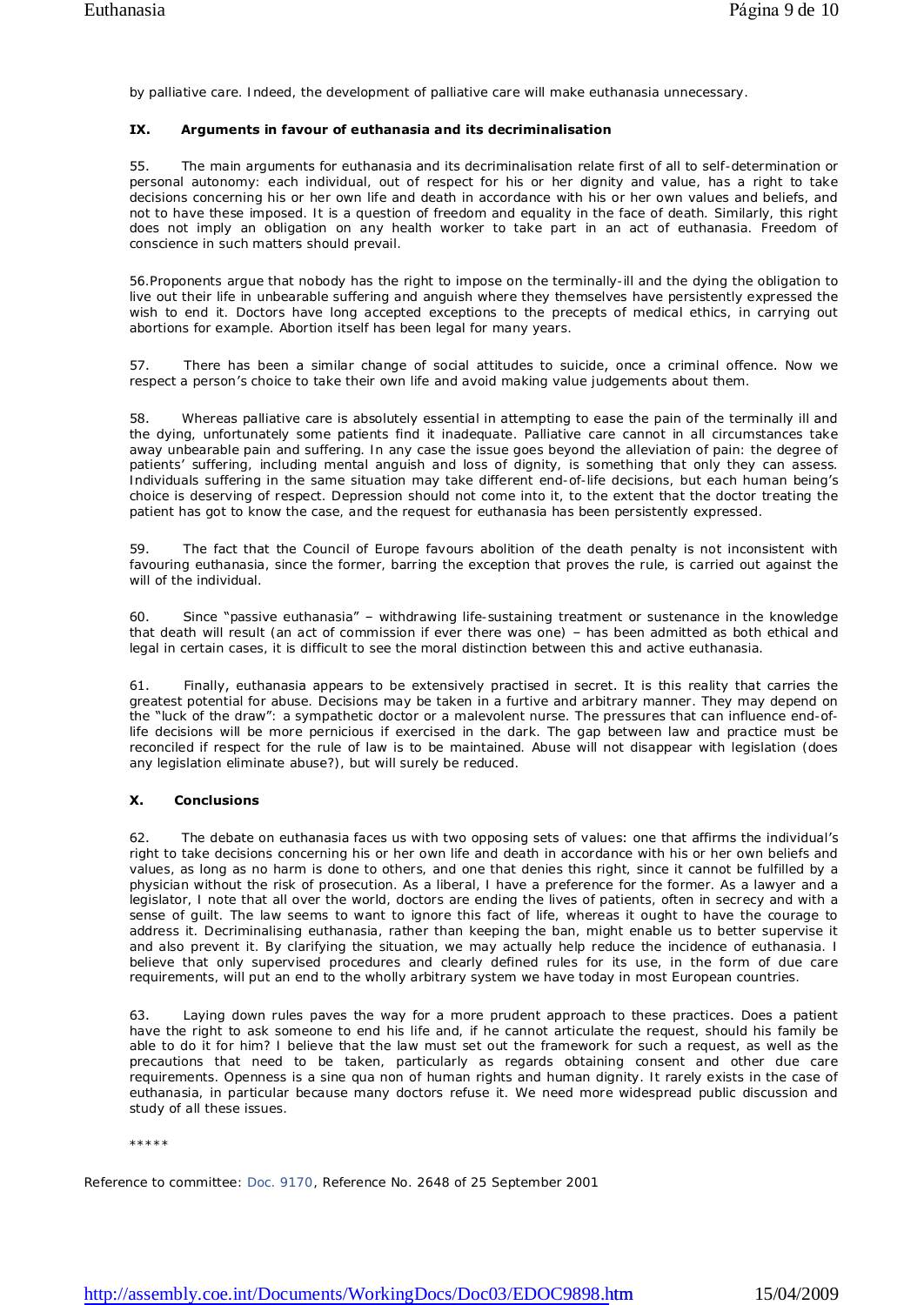by palliative care. Indeed, the development of palliative care will make euthanasia unnecessary.

### IX. Arguments in favour of euthanasia and its decriminalisation

55. The main arguments for euthanasia and its decriminalisation relate first of all to self-determination or personal autonomy: each individual, out of respect for his or her dignity and value, has a right to take decisions concerning his or her own life and death in accordance with his or her own values and beliefs, and not to have these imposed. It is a question of freedom and equality in the face of death. Similarly, this right does not imply an obligation on any health worker to take part in an act of euthanasia. Freedom of conscience in such matters should prevail.

56.Proponents argue that nobody has the right to impose on the terminally-ill and the dying the obligation to live out their life in unbearable suffering and anguish where they themselves have persistently expressed the wish to end it. Doctors have long accepted exceptions to the precepts of medical ethics, in carrying out abortions for example. Abortion itself has been legal for many years.

57. There has been a similar change of social attitudes to suicide, once a criminal offence. Now we respect a person's choice to take their own life and avoid making value judgements about them.

58. Whereas palliative care is absolutely essential in attempting to ease the pain of the terminally ill and the dying, unfortunately some patients find it inadequate. Palliative care cannot in all circumstances take away unbearable pain and suffering. In any case the issue goes beyond the alleviation of pain: the degree of patients' suffering, including mental anguish and loss of dignity, is something that only they can assess. Individuals suffering in the same situation may take different end-of-life decisions, but each human being's choice is deserving of respect. Depression should not come into it, to the extent that the doctor treating the patient has got to know the case, and the request for euthanasia has been persistently expressed.

59. The fact that the Council of Europe favours abolition of the death penalty is not inconsistent with favouring euthanasia, since the former, barring the exception that proves the rule, is carried out against the will of the individual.

60. Since "passive euthanasia" – withdrawing life-sustaining treatment or sustenance in the knowledge that death will result (an act of commission if ever there was one) – has been admitted as both ethical and legal in certain cases, it is difficult to see the moral distinction between this and active euthanasia.

61. Finally, euthanasia appears to be extensively practised in secret. It is this reality that carries the greatest potential for abuse. Decisions may be taken in a furtive and arbitrary manner. They may depend on the "luck of the draw": a sympathetic doctor or a malevolent nurse. The pressures that can influence end-of-life decisions will be more pernicious if exercised in the dark. The gap between law and practice must be reconciled if respect for the rule of law is to be maintained. Abuse will not disappear with legislation (does any legislation eliminate abuse?), but will surely be reduced.

### X. Conclusions

62. The debate on euthanasia faces us with two opposing sets of values: one that affirms the individual's right to take decisions concerning his or her own life and death in accordance with his or her own beliefs and values, as long as no harm is done to others, and one that denies this right, since it cannot be fulfilled by a physician without the risk of prosecution. As a liberal, I have a preference for the former. As a lawyer and a legislator, I note that all over the world, doctors are ending the lives of patients, often in secrecy and with a sense of guilt. The law seems to want to ignore this fact of life, whereas it ought to have the courage to address it. Decriminalising euthanasia, rather than keeping the ban, might enable us to better supervise it and also prevent it. By clarifying the situation, we may actually help reduce the incidence of euthanasia. I believe that only supervised procedures and clearly defined rules for its use, in the form of due care requirements, will put an end to the wholly arbitrary system we have today in most European countries.

63. Laying down rules paves the way for a more prudent approach to these practices. Does a patient have the right to ask someone to end his life and, if he cannot articulate the request, should his family be able to do it for him? I believe that the law must set out the framework for such a request, as well as the precautions that need to be taken, particularly as regards obtaining consent and other due care requirements. Openness is a sine qua non of human rights and human dignity. It rarely exists in the case of euthanasia, in particular because many doctors refuse it. We need more widespread public discussion and study of all these issues.

*****

Reference to committee: Doc. 9170, Reference No. 2648 of 25 September 2001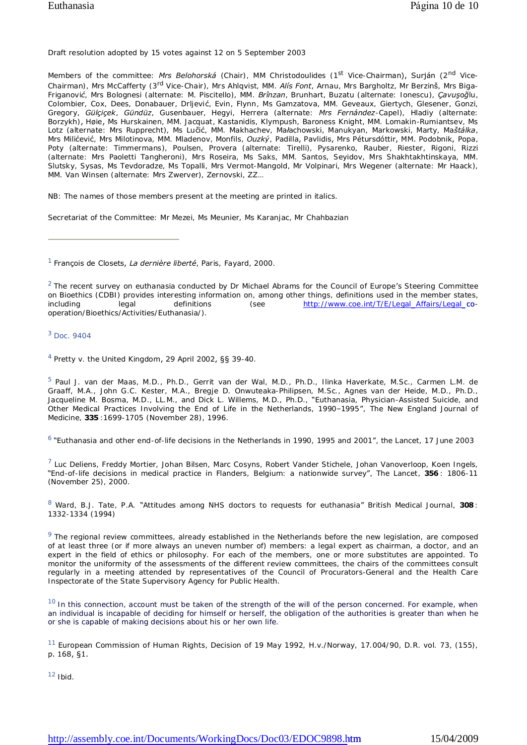Draft resolution adopted by 15 votes against 12 on 5 September 2003

Members of the committee: *Mrs Belohorská* (Chair), MM Christodoulides (1st Vice-Chairman), Surján (2nd Vice-Chairman), Mrs McCafferty (3rd Vice-Chair), Mrs Ahlqvist, MM. *Alís Font*, Arnau, Mrs Bargholtz, Mr Berzinš, Mrs Biga-Friganović, Mrs Bolognesi (alternate: M. Piscitello), MM. *Brînzan*, Brunhart, Buzatu (alternate: Ionescu), *Çavuşoğlu*, Colombier, Cox, Dees, Donabauer, Drljević, Evin, Flynn, Ms Gamzatova, MM. Geveaux, Giertych, Glesener, Gonzi, Gregory, *Gülçiçek*, *Gündüz*, Gusenbauer, Hegyi, Herrera (alternate: *Mrs Fernández*-Capel), Hladiy (alternate: Borzykh), Høie, Ms Hurskainen, MM. Jacquat, Kastanidis, Klympush, Baroness Knight, MM. Lomakin-Rumiantsev, Ms Lotz (alternate: Mrs Rupprecht), Ms Lučić, MM. Makhachev, Małachowski, Manukyan, Markowski, Marty, *Maštálka*, Mrs Milićević, Mrs Milotinova, MM. Mladenov, Monfils, *Ouzký*, Padilla, Pavlidis, Mrs Pétursdóttir, MM. Podobnik, Popa, Poty (alternate: Timmermans), Poulsen, Provera (alternate: Tirelli), Pysarenko, Rauber, Riester, Rigoni, Rizzi (alternate: Mrs Paoletti Tangheroni), Mrs Roseira, Ms Saks, MM. Santos, Seyidov, Mrs Shakhtakhtinskaya, MM. Slutsky, Sysas, Ms Tevdoradze, Ms Topalli, Mrs Vermot-Mangold, Mr Volpinari, Mrs Wegener (alternate: Mr Haack), MM. Van Winsen (alternate: Mrs Zwerver), Zernovski, ZZ…

NB: The names of those members present at the meeting are printed in italics.

Secretariat of the Committee: Mr Mezei, Ms Meunier, Ms Karanjac, Mr Chahbazian

---

[1] François de Closets, *La dernière liberté*, Paris, Fayard, 2000.

[2] The recent survey on euthanasia conducted by Dr Michael Abrams for the Council of Europe's Steering Committee on Bioethics (CDBI) provides interesting information on, among other things, definitions used in the member states, including legal definitions (see http://www.coe.int/T/E/Legal_Affairs/Legal_co-operation/Bioethics/Activities/Euthanasia/).

[3] Doc. 9404

[4] Pretty v. the United Kingdom, 29 April 2002, §§ 39-40.

[5] Paul J. van der Maas, M.D., Ph.D., Gerrit van der Wal, M.D., Ph.D., Ilinka Haverkate, M.Sc., Carmen L.M. de Graaff, M.A., John G.C. Kester, M.A., Bregje D. Onwuteaka-Philipsen, M.Sc., Agnes van der Heide, M.D., Ph.D., Jacqueline M. Bosma, M.D., LL.M., and Dick L. Willems, M.D., Ph.D., "Euthanasia, Physician-Assisted Suicide, and Other Medical Practices Involving the End of Life in the Netherlands, 1990–1995", The New England Journal of Medicine, **335**:1699-1705 (November 28), 1996.

[6] "Euthanasia and other end-of-life decisions in the Netherlands in 1990, 1995 and 2001", the Lancet, 17 June 2003

[7] Luc Deliens, Freddy Mortier, Johan Bilsen, Marc Cosyns, Robert Vander Stichele, Johan Vanoverloop, Koen Ingels, "End-of-life decisions in medical practice in Flanders, Belgium: a nationwide survey", The Lancet, **356**: 1806-11 (November 25), 2000.

[8] Ward, B.J. Tate, P.A. "Attitudes among NHS doctors to requests for euthanasia" British Medical Journal, **308**: 1332-1334 (1994)

[9] The regional review committees, already established in the Netherlands before the new legislation, are composed of at least three (or if more always an uneven number of) members: a legal expert as chairman, a doctor, and an expert in the field of ethics or philosophy. For each of the members, one or more substitutes are appointed. To monitor the uniformity of the assessments of the different review committees, the chairs of the committees consult regularly in a meeting attended by representatives of the Council of Procurators-General and the Health Care Inspectorate of the State Supervisory Agency for Public Health.

[10] In this connection, account must be taken of the strength of the will of the person concerned. For example, when an individual is incapable of deciding for himself or herself, the obligation of the authorities is greater than when he or she is capable of making decisions about his or her own life.

[11] European Commission of Human Rights, Decision of 19 May 1992, H.v./Norway, 17.004/90, D.R. vol. 73, (155), p. 168, §1.

[12] Ibid.